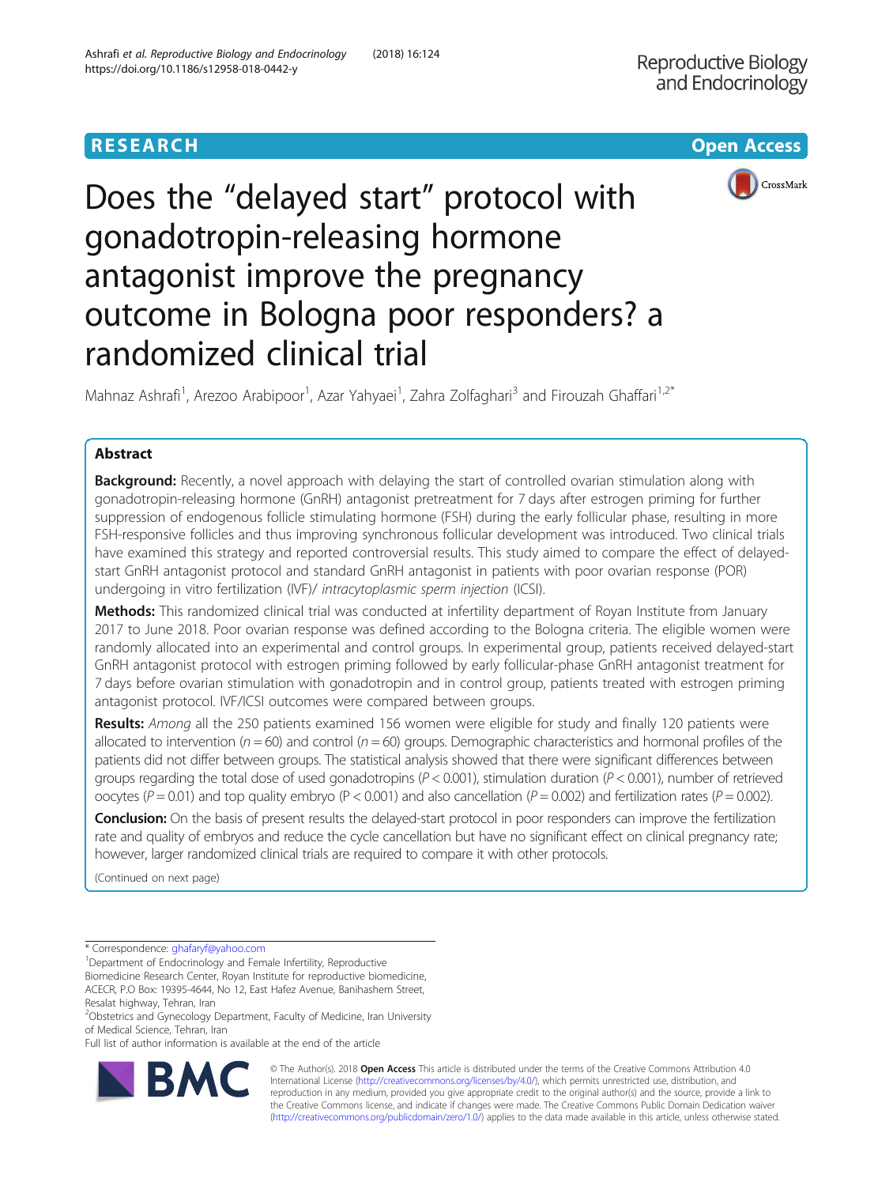RESEARCH

Open Access

# Does the "delayed start" protocol with gonadotropin-releasing hormone antagonist improve the pregnancy outcome in Bologna poor responders? a randomized clinical trial

Mahnaz Ashrafi[1], Arezoo Arabipoor[1], Azar Yahyaei[1], Zahra Zolfaghari[3] and Firouzah Ghaffari[1,2*]

## Abstract

**Background:** Recently, a novel approach with delaying the start of controlled ovarian stimulation along with gonadotropin-releasing hormone (GnRH) antagonist pretreatment for 7 days after estrogen priming for further suppression of endogenous follicle stimulating hormone (FSH) during the early follicular phase, resulting in more FSH-responsive follicles and thus improving synchronous follicular development was introduced. Two clinical trials have examined this strategy and reported controversial results. This study aimed to compare the effect of delayed-start GnRH antagonist protocol and standard GnRH antagonist in patients with poor ovarian response (POR) undergoing in vitro fertilization (IVF)/ *intracytoplasmic sperm injection* (ICSI).

**Methods:** This randomized clinical trial was conducted at infertility department of Royan Institute from January 2017 to June 2018. Poor ovarian response was defined according to the Bologna criteria. The eligible women were randomly allocated into an experimental and control groups. In experimental group, patients received delayed-start GnRH antagonist protocol with estrogen priming followed by early follicular-phase GnRH antagonist treatment for 7 days before ovarian stimulation with gonadotropin and in control group, patients treated with estrogen priming antagonist protocol. IVF/ICSI outcomes were compared between groups.

**Results:** *Among* all the 250 patients examined 156 women were eligible for study and finally 120 patients were allocated to intervention ($n = 60$) and control ($n = 60$) groups. Demographic characteristics and hormonal profiles of the patients did not differ between groups. The statistical analysis showed that there were significant differences between groups regarding the total dose of used gonadotropins ($P < 0.001$), stimulation duration ($P < 0.001$), number of retrieved oocytes ($P = 0.01$) and top quality embryo ($P < 0.001$) and also cancellation ($P = 0.002$) and fertilization rates ($P = 0.002$).

**Conclusion:** On the basis of present results the delayed-start protocol in poor responders can improve the fertilization rate and quality of embryos and reduce the cycle cancellation but have no significant effect on clinical pregnancy rate; however, larger randomized clinical trials are required to compare it with other protocols.

(Continued on next page)

\* Correspondence: ghafaryf@yahoo.com

[1]Department of Endocrinology and Female Infertility, Reproductive Biomedicine Research Center, Royan Institute for reproductive biomedicine, ACECR, P.O Box: 19395-4644, No 12, East Hafez Avenue, Banihashem Street, Resalat highway, Tehran, Iran

[2]Obstetrics and Gynecology Department, Faculty of Medicine, Iran University of Medical Science, Tehran, Iran

Full list of author information is available at the end of the article

© The Author(s). 2018 **Open Access** This article is distributed under the terms of the Creative Commons Attribution 4.0 International License (http://creativecommons.org/licenses/by/4.0/), which permits unrestricted use, distribution, and reproduction in any medium, provided you give appropriate credit to the original author(s) and the source, provide a link to the Creative Commons license, and indicate if changes were made. The Creative Commons Public Domain Dedication waiver (http://creativecommons.org/publicdomain/zero/1.0/) applies to the data made available in this article, unless otherwise stated.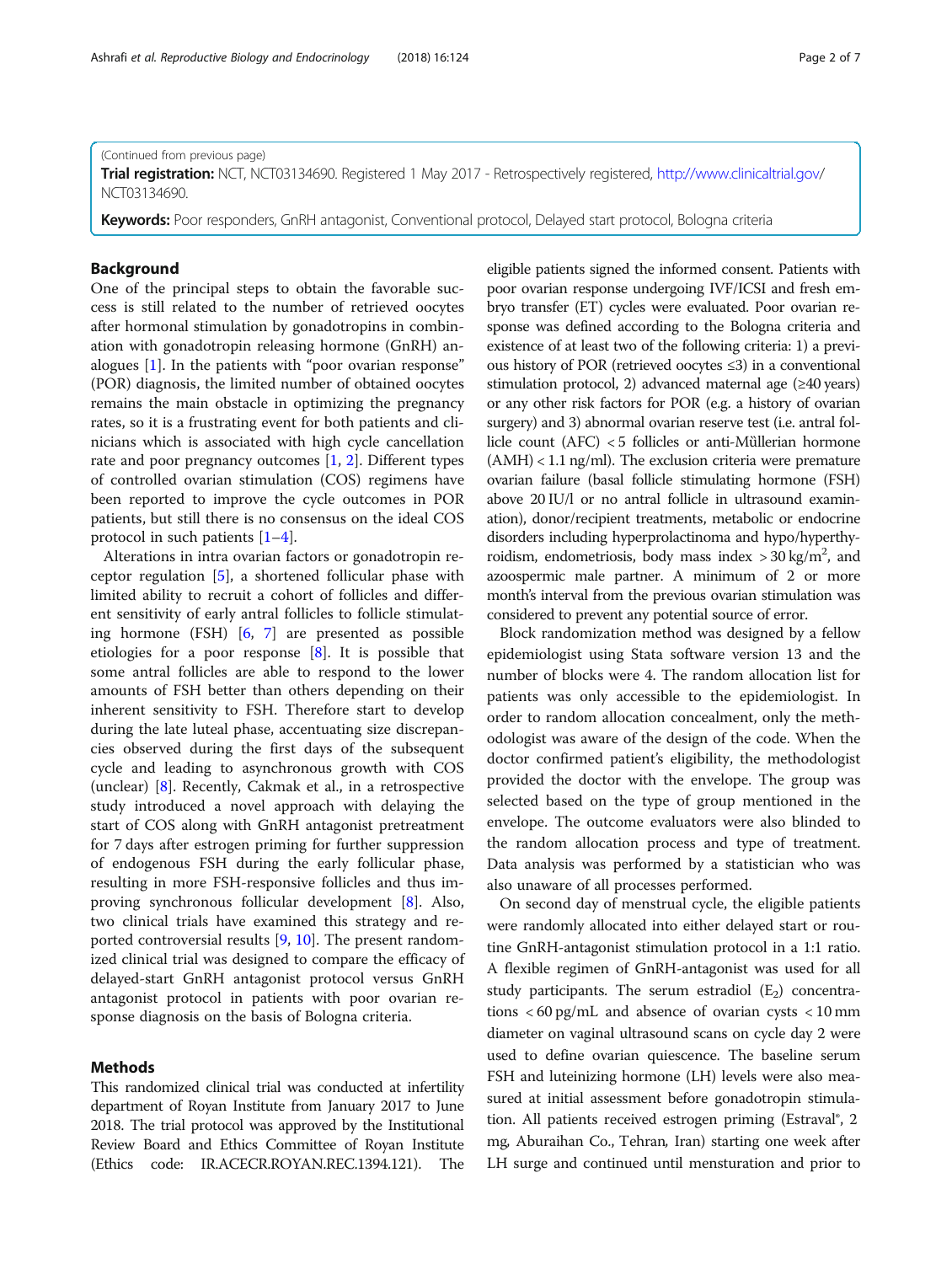(Continued from previous page)

**Trial registration:** NCT, NCT03134690. Registered 1 May 2017 - Retrospectively registered, http://www.clinicaltrial.gov/NCT03134690.

**Keywords:** Poor responders, GnRH antagonist, Conventional protocol, Delayed start protocol, Bologna criteria

## Background

One of the principal steps to obtain the favorable success is still related to the number of retrieved oocytes after hormonal stimulation by gonadotropins in combination with gonadotropin releasing hormone (GnRH) analogues [1]. In the patients with "poor ovarian response" (POR) diagnosis, the limited number of obtained oocytes remains the main obstacle in optimizing the pregnancy rates, so it is a frustrating event for both patients and clinicians which is associated with high cycle cancellation rate and poor pregnancy outcomes [1, 2]. Different types of controlled ovarian stimulation (COS) regimens have been reported to improve the cycle outcomes in POR patients, but still there is no consensus on the ideal COS protocol in such patients [1–4].

Alterations in intra ovarian factors or gonadotropin receptor regulation [5], a shortened follicular phase with limited ability to recruit a cohort of follicles and different sensitivity of early antral follicles to follicle stimulating hormone (FSH) [6, 7] are presented as possible etiologies for a poor response [8]. It is possible that some antral follicles are able to respond to the lower amounts of FSH better than others depending on their inherent sensitivity to FSH. Therefore start to develop during the late luteal phase, accentuating size discrepancies observed during the first days of the subsequent cycle and leading to asynchronous growth with COS (unclear) [8]. Recently, Cakmak et al., in a retrospective study introduced a novel approach with delaying the start of COS along with GnRH antagonist pretreatment for 7 days after estrogen priming for further suppression of endogenous FSH during the early follicular phase, resulting in more FSH-responsive follicles and thus improving synchronous follicular development [8]. Also, two clinical trials have examined this strategy and reported controversial results [9, 10]. The present randomized clinical trial was designed to compare the efficacy of delayed-start GnRH antagonist protocol versus GnRH antagonist protocol in patients with poor ovarian response diagnosis on the basis of Bologna criteria.

## Methods

This randomized clinical trial was conducted at infertility department of Royan Institute from January 2017 to June 2018. The trial protocol was approved by the Institutional Review Board and Ethics Committee of Royan Institute (Ethics code: IR.ACECR.ROYAN.REC.1394.121). The eligible patients signed the informed consent. Patients with poor ovarian response undergoing IVF/ICSI and fresh embryo transfer (ET) cycles were evaluated. Poor ovarian response was defined according to the Bologna criteria and existence of at least two of the following criteria: 1) a previous history of POR (retrieved oocytes ≤3) in a conventional stimulation protocol, 2) advanced maternal age (≥40 years) or any other risk factors for POR (e.g. a history of ovarian surgery) and 3) abnormal ovarian reserve test (i.e. antral follicle count (AFC) < 5 follicles or anti-Mùllerian hormone (AMH) < 1.1 ng/ml). The exclusion criteria were premature ovarian failure (basal follicle stimulating hormone (FSH) above 20 IU/l or no antral follicle in ultrasound examination), donor/recipient treatments, metabolic or endocrine disorders including hyperprolactinoma and hypo/hyperthyroidism, endometriosis, body mass index > 30 kg/m$^2$, and azoospermic male partner. A minimum of 2 or more month's interval from the previous ovarian stimulation was considered to prevent any potential source of error.

Block randomization method was designed by a fellow epidemiologist using Stata software version 13 and the number of blocks were 4. The random allocation list for patients was only accessible to the epidemiologist. In order to random allocation concealment, only the methodologist was aware of the design of the code. When the doctor confirmed patient's eligibility, the methodologist provided the doctor with the envelope. The group was selected based on the type of group mentioned in the envelope. The outcome evaluators were also blinded to the random allocation process and type of treatment. Data analysis was performed by a statistician who was also unaware of all processes performed.

On second day of menstrual cycle, the eligible patients were randomly allocated into either delayed start or routine GnRH-antagonist stimulation protocol in a 1:1 ratio. A flexible regimen of GnRH-antagonist was used for all study participants. The serum estradiol ($E_2$) concentrations < 60 pg/mL and absence of ovarian cysts < 10 mm diameter on vaginal ultrasound scans on cycle day 2 were used to define ovarian quiescence. The baseline serum FSH and luteinizing hormone (LH) levels were also measured at initial assessment before gonadotropin stimulation. All patients received estrogen priming (Estraval®, 2 mg, Aburaihan Co., Tehran, Iran) starting one week after LH surge and continued until mensturation and prior to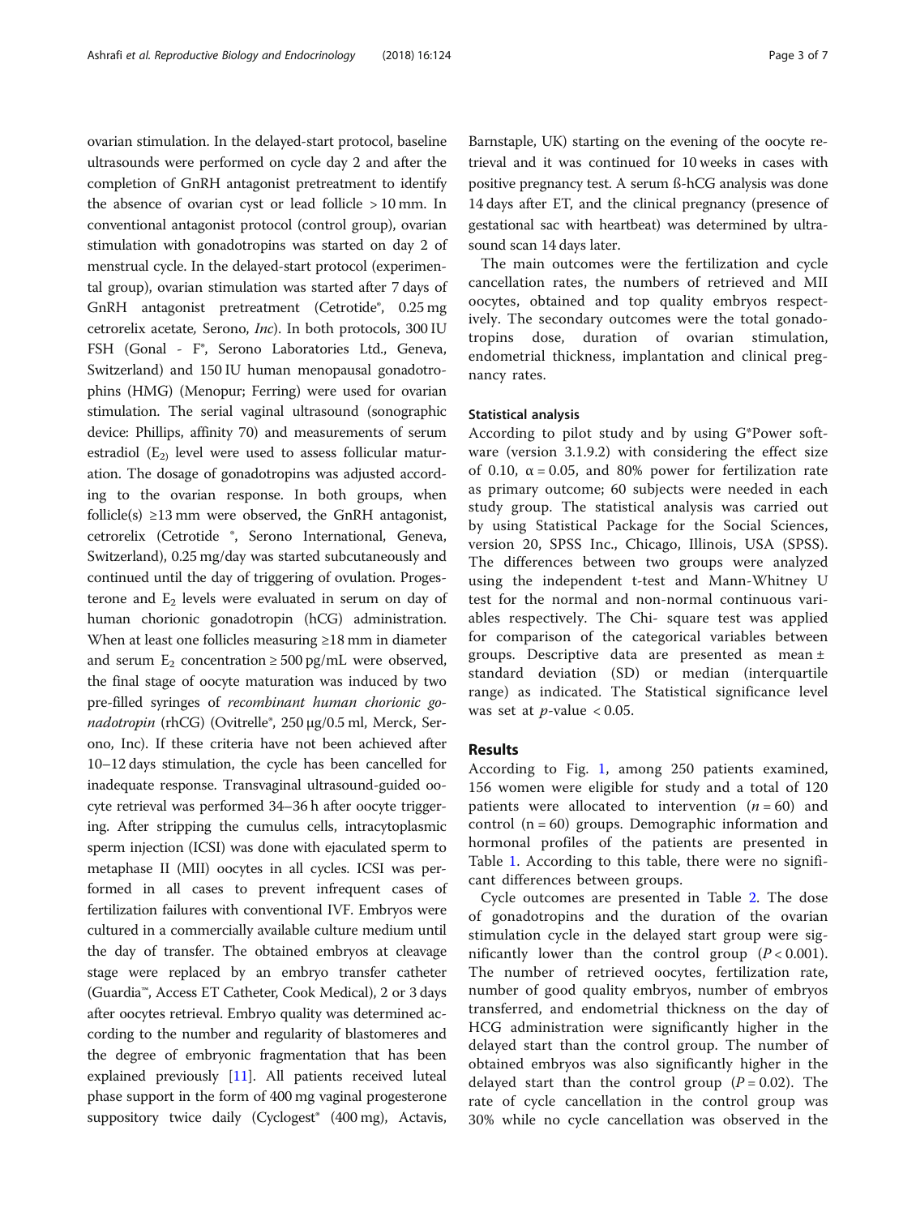ovarian stimulation. In the delayed-start protocol, baseline ultrasounds were performed on cycle day 2 and after the completion of GnRH antagonist pretreatment to identify the absence of ovarian cyst or lead follicle > 10 mm. In conventional antagonist protocol (control group), ovarian stimulation with gonadotropins was started on day 2 of menstrual cycle. In the delayed-start protocol (experimental group), ovarian stimulation was started after 7 days of GnRH antagonist pretreatment (Cetrotide®, 0.25 mg cetrorelix acetate, Serono, *Inc*). In both protocols, 300 IU FSH (Gonal - F®, Serono Laboratories Ltd., Geneva, Switzerland) and 150 IU human menopausal gonadotrophins (HMG) (Menopur; Ferring) were used for ovarian stimulation. The serial vaginal ultrasound (sonographic device: Phillips, affinity 70) and measurements of serum estradiol ($E_2$) level were used to assess follicular maturation. The dosage of gonadotropins was adjusted according to the ovarian response. In both groups, when follicle(s) ≥13 mm were observed, the GnRH antagonist, cetrorelix (Cetrotide ®, Serono International, Geneva, Switzerland), 0.25 mg/day was started subcutaneously and continued until the day of triggering of ovulation. Progesterone and $E_2$ levels were evaluated in serum on day of human chorionic gonadotropin (hCG) administration. When at least one follicles measuring ≥18 mm in diameter and serum $E_2$ concentration ≥ 500 pg/mL were observed, the final stage of oocyte maturation was induced by two pre-filled syringes of *recombinant human chorionic gonadotropin* (rhCG) (Ovitrelle®, 250 μg/0.5 ml, Merck, Serono, Inc). If these criteria have not been achieved after 10–12 days stimulation, the cycle has been cancelled for inadequate response. Transvaginal ultrasound-guided oocyte retrieval was performed 34–36 h after oocyte triggering. After stripping the cumulus cells, intracytoplasmic sperm injection (ICSI) was done with ejaculated sperm to metaphase II (MII) oocytes in all cycles. ICSI was performed in all cases to prevent infrequent cases of fertilization failures with conventional IVF. Embryos were cultured in a commercially available culture medium until the day of transfer. The obtained embryos at cleavage stage were replaced by an embryo transfer catheter (Guardia™, Access ET Catheter, Cook Medical), 2 or 3 days after oocytes retrieval. Embryo quality was determined according to the number and regularity of blastomeres and the degree of embryonic fragmentation that has been explained previously [11]. All patients received luteal phase support in the form of 400 mg vaginal progesterone suppository twice daily (Cyclogest® (400 mg), Actavis, Barnstaple, UK) starting on the evening of the oocyte retrieval and it was continued for 10 weeks in cases with positive pregnancy test. A serum ß-hCG analysis was done 14 days after ET, and the clinical pregnancy (presence of gestational sac with heartbeat) was determined by ultrasound scan 14 days later.

The main outcomes were the fertilization and cycle cancellation rates, the numbers of retrieved and MII oocytes, obtained and top quality embryos respectively. The secondary outcomes were the total gonadotropins dose, duration of ovarian stimulation, endometrial thickness, implantation and clinical pregnancy rates.

### Statistical analysis

According to pilot study and by using G*Power software (version 3.1.9.2) with considering the effect size of 0.10, $\alpha = 0.05$, and 80% power for fertilization rate as primary outcome; 60 subjects were needed in each study group. The statistical analysis was carried out by using Statistical Package for the Social Sciences, version 20, SPSS Inc., Chicago, Illinois, USA (SPSS). The differences between two groups were analyzed using the independent t-test and Mann-Whitney U test for the normal and non-normal continuous variables respectively. The Chi- square test was applied for comparison of the categorical variables between groups. Descriptive data are presented as mean ± standard deviation (SD) or median (interquartile range) as indicated. The Statistical significance level was set at $p$-value < 0.05.

## Results

According to Fig. 1, among 250 patients examined, 156 women were eligible for study and a total of 120 patients were allocated to intervention ($n = 60$) and control ($n = 60$) groups. Demographic information and hormonal profiles of the patients are presented in Table 1. According to this table, there were no significant differences between groups.

Cycle outcomes are presented in Table 2. The dose of gonadotropins and the duration of the ovarian stimulation cycle in the delayed start group were significantly lower than the control group ($P < 0.001$). The number of retrieved oocytes, fertilization rate, number of good quality embryos, number of embryos transferred, and endometrial thickness on the day of HCG administration were significantly higher in the delayed start than the control group. The number of obtained embryos was also significantly higher in the delayed start than the control group ($P = 0.02$). The rate of cycle cancellation in the control group was 30% while no cycle cancellation was observed in the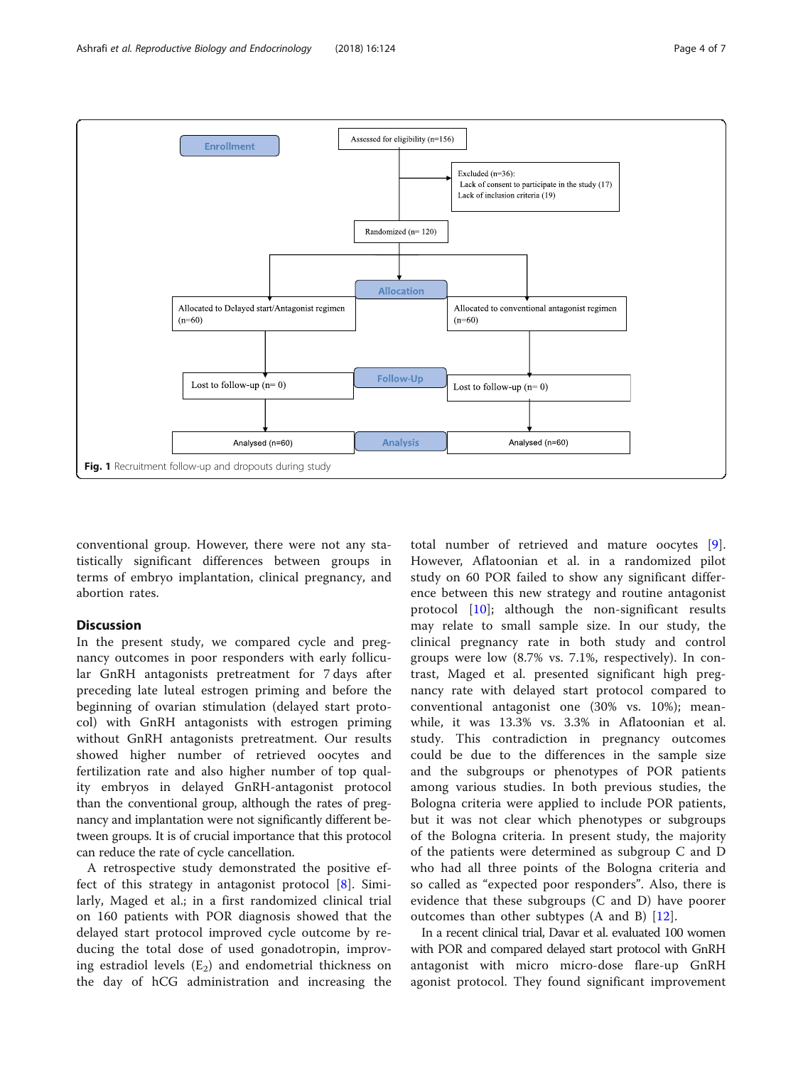Enrollment

Assessed for eligibility (n=156)

Excluded (n=36):
Lack of consent to participate in the study (17)
Lack of inclusion criteria (19)

Randomized (n= 120)

Allocation

Allocated to Delayed start/Antagonist regimen (n=60)

Allocated to conventional antagonist regimen (n=60)

Follow-Up

Lost to follow-up (n= 0)

Lost to follow-up (n= 0)

Analysis

Analysed (n=60)

Analysed (n=60)

**Fig. 1** Recruitment follow-up and dropouts during study

conventional group. However, there were not any statistically significant differences between groups in terms of embryo implantation, clinical pregnancy, and abortion rates.

## Discussion

In the present study, we compared cycle and pregnancy outcomes in poor responders with early follicular GnRH antagonists pretreatment for 7 days after preceding late luteal estrogen priming and before the beginning of ovarian stimulation (delayed start protocol) with GnRH antagonists with estrogen priming without GnRH antagonists pretreatment. Our results showed higher number of retrieved oocytes and fertilization rate and also higher number of top quality embryos in delayed GnRH-antagonist protocol than the conventional group, although the rates of pregnancy and implantation were not significantly different between groups. It is of crucial importance that this protocol can reduce the rate of cycle cancellation.

A retrospective study demonstrated the positive effect of this strategy in antagonist protocol [8]. Similarly, Maged et al.; in a first randomized clinical trial on 160 patients with POR diagnosis showed that the delayed start protocol improved cycle outcome by reducing the total dose of used gonadotropin, improving estradiol levels ($E_2$) and endometrial thickness on the day of hCG administration and increasing the total number of retrieved and mature oocytes [9]. However, Aflatoonian et al. in a randomized pilot study on 60 POR failed to show any significant difference between this new strategy and routine antagonist protocol [10]; although the non-significant results may relate to small sample size. In our study, the clinical pregnancy rate in both study and control groups were low (8.7% vs. 7.1%, respectively). In contrast, Maged et al. presented significant high pregnancy rate with delayed start protocol compared to conventional antagonist one (30% vs. 10%); meanwhile, it was 13.3% vs. 3.3% in Aflatoonian et al. study. This contradiction in pregnancy outcomes could be due to the differences in the sample size and the subgroups or phenotypes of POR patients among various studies. In both previous studies, the Bologna criteria were applied to include POR patients, but it was not clear which phenotypes or subgroups of the Bologna criteria. In present study, the majority of the patients were determined as subgroup C and D who had all three points of the Bologna criteria and so called as "expected poor responders". Also, there is evidence that these subgroups (C and D) have poorer outcomes than other subtypes (A and B) [12].

In a recent clinical trial, Davar et al. evaluated 100 women with POR and compared delayed start protocol with GnRH antagonist with micro micro-dose flare-up GnRH agonist protocol. They found significant improvement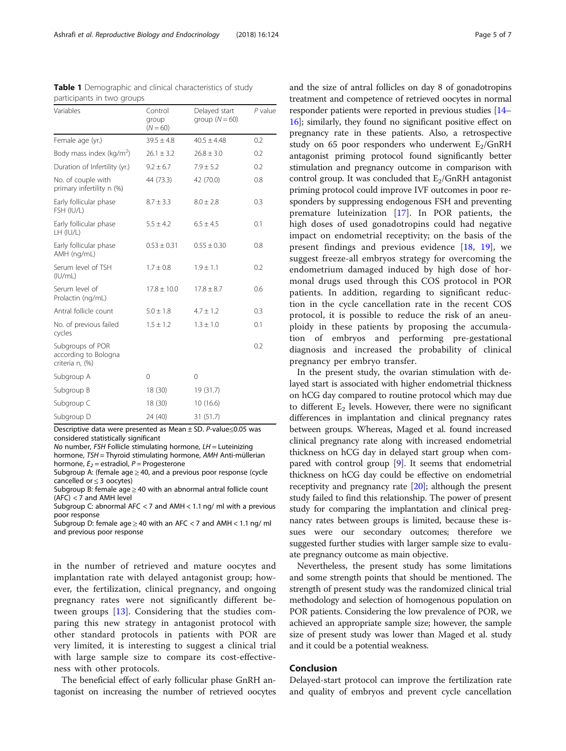**Table 1** Demographic and clinical characteristics of study participants in two groups

| Variables | Control group (N = 60) | Delayed start group (N = 60) | P value |
|---|---|---|---|
| Female age (yr.) | 39.5 ± 4.8 | 40.5 ± 4.48 | 0.2 |
| Body mass index (kg/m$^2$) | 26.1 ± 3.2 | 26.8 ± 3.0 | 0.2 |
| Duration of Infertility (yr.) | 9.2 ± 6.7 | 7.9 ± 5.2 | 0.2 |
| No. of couple with primary infertility n (%) | 44 (73.3) | 42 (70.0) | 0.8 |
| Early follicular phase FSH (IU/L) | 8.7 ± 3.3 | 8.0 ± 2.8 | 0.3 |
| Early follicular phase LH (IU/L) | 5.5 ± 4.2 | 6.5 ± 4.5 | 0.1 |
| Early follicular phase AMH (ng/mL) | 0.53 ± 0.31 | 0.55 ± 0.30 | 0.8 |
| Serum level of TSH (IU/mL) | 1.7 ± 0.8 | 1.9 ± 1.1 | 0.2 |
| Serum level of Prolactin (ng/mL) | 17.8 ± 10.0 | 17.8 ± 8.7 | 0.6 |
| Antral follicle count | 5.0 ± 1.8 | 4.7 ± 1.2 | 0.3 |
| No. of previous failed cycles | 1.5 ± 1.2 | 1.3 ± 1.0 | 0.1 |
| Subgroups of POR according to Bologna criteria n, (%) | | | 0.2 |
| Subgroup A | 0 | 0 | |
| Subgroup B | 18 (30) | 19 (31.7) | |
| Subgroup C | 18 (30) | 10 (16.6) | |
| Subgroup D | 24 (40) | 31 (51.7) | |

Descriptive data were presented as Mean ± SD. P-value≤0.05 was considered statistically significant

*No* number, *FSH* Follicle stimulating hormone, *LH* = Luteinizing hormone, *TSH* = Thyroid stimulating hormone, *AMH* Anti-müllerian hormone, $E_2$ = estradiol, *P* = Progesterone

Subgroup A: (female age ≥ 40, and a previous poor response (cycle cancelled or ≤ 3 oocytes)

Subgroup B: female age ≥ 40 with an abnormal antral follicle count (AFC) < 7 and AMH level

Subgroup C: abnormal AFC < 7 and AMH < 1.1 ng/ ml with a previous poor response

Subgroup D: female age ≥ 40 with an AFC < 7 and AMH < 1.1 ng/ ml and previous poor response

in the number of retrieved and mature oocytes and implantation rate with delayed antagonist group; however, the fertilization, clinical pregnancy, and ongoing pregnancy rates were not significantly different between groups [13]. Considering that the studies comparing this new strategy in antagonist protocol with other standard protocols in patients with POR are very limited, it is interesting to suggest a clinical trial with large sample size to compare its cost-effectiveness with other protocols.

The beneficial effect of early follicular phase GnRH antagonist on increasing the number of retrieved oocytes and the size of antral follicles on day 8 of gonadotropins treatment and competence of retrieved oocytes in normal responder patients were reported in previous studies [14–16]; similarly, they found no significant positive effect on pregnancy rate in these patients. Also, a retrospective study on 65 poor responders who underwent $E_2$/GnRH antagonist priming protocol found significantly better stimulation and pregnancy outcome in comparison with control group. It was concluded that $E_2$/GnRH antagonist priming protocol could improve IVF outcomes in poor responders by suppressing endogenous FSH and preventing premature luteinization [17]. In POR patients, the high doses of used gonadotropins could had negative impact on endometrial receptivity; on the basis of the present findings and previous evidence [18, 19], we suggest freeze-all embryos strategy for overcoming the endometrium damaged induced by high dose of hormonal drugs used through this COS protocol in POR patients. In addition, regarding to significant reduction in the cycle cancellation rate in the recent COS protocol, it is possible to reduce the risk of an aneuploidy in these patients by proposing the accumulation of embryos and performing pre-gestational diagnosis and increased the probability of clinical pregnancy per embryo transfer.

In the present study, the ovarian stimulation with delayed start is associated with higher endometrial thickness on hCG day compared to routine protocol which may due to different $E_2$ levels. However, there were no significant differences in implantation and clinical pregnancy rates between groups. Whereas, Maged et al. found increased clinical pregnancy rate along with increased endometrial thickness on hCG day in delayed start group when compared with control group [9]. It seems that endometrial thickness on hCG day could be effective on endometrial receptivity and pregnancy rate [20]; although the present study failed to find this relationship. The power of present study for comparing the implantation and clinical pregnancy rates between groups is limited, because these issues were our secondary outcomes; therefore we suggested further studies with larger sample size to evaluate pregnancy outcome as main objective.

Nevertheless, the present study has some limitations and some strength points that should be mentioned. The strength of present study was the randomized clinical trial methodology and selection of homogenous population on POR patients. Considering the low prevalence of POR, we achieved an appropriate sample size; however, the sample size of present study was lower than Maged et al. study and it could be a potential weakness.

## Conclusion

Delayed-start protocol can improve the fertilization rate and quality of embryos and prevent cycle cancellation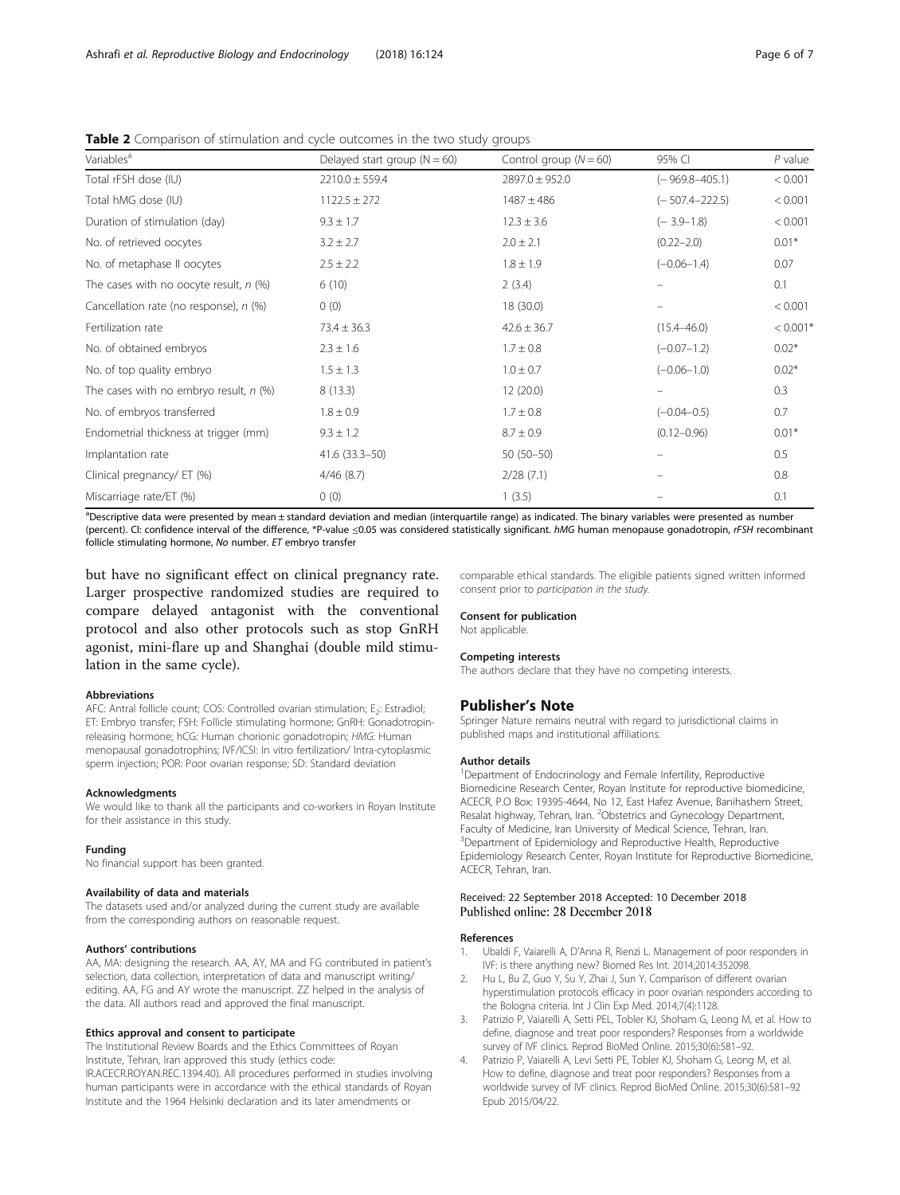**Table 2** Comparison of stimulation and cycle outcomes in the two study groups

| Variables[a] | Delayed start group (N = 60) | Control group (N = 60) | 95% CI | P value |
|---|---|---|---|---|
| Total rFSH dose (IU) | 2210.0 ± 559.4 | 2897.0 ± 952.0 | (− 969.8–405.1) | < 0.001 |
| Total hMG dose (IU) | 1122.5 ± 272 | 1487 ± 486 | (− 507.4–222.5) | < 0.001 |
| Duration of stimulation (day) | 9.3 ± 1.7 | 12.3 ± 3.6 | (− 3.9–1.8) | < 0.001 |
| No. of retrieved oocytes | 3.2 ± 2.7 | 2.0 ± 2.1 | (0.22–2.0) | 0.01* |
| No. of metaphase II oocytes | 2.5 ± 2.2 | 1.8 ± 1.9 | (−0.06–1.4) | 0.07 |
| The cases with no oocyte result, n (%) | 6 (10) | 2 (3.4) | – | 0.1 |
| Cancellation rate (no response), n (%) | 0 (0) | 18 (30.0) | – | < 0.001 |
| Fertilization rate | 73.4 ± 36.3 | 42.6 ± 36.7 | (15.4–46.0) | < 0.001* |
| No. of obtained embryos | 2.3 ± 1.6 | 1.7 ± 0.8 | (−0.07–1.2) | 0.02* |
| No. of top quality embryo | 1.5 ± 1.3 | 1.0 ± 0.7 | (−0.06–1.0) | 0.02* |
| The cases with no embryo result, n (%) | 8 (13.3) | 12 (20.0) | – | 0.3 |
| No. of embryos transferred | 1.8 ± 0.9 | 1.7 ± 0.8 | (−0.04–0.5) | 0.7 |
| Endometrial thickness at trigger (mm) | 9.3 ± 1.2 | 8.7 ± 0.9 | (0.12–0.96) | 0.01* |
| Implantation rate | 41.6 (33.3–50) | 50 (50–50) | – | 0.5 |
| Clinical pregnancy/ ET (%) | 4/46 (8.7) | 2/28 (7.1) | – | 0.8 |
| Miscarriage rate/ET (%) | 0 (0) | 1 (3.5) | – | 0.1 |

[a]Descriptive data were presented by mean ± standard deviation and median (interquartile range) as indicated. The binary variables were presented as number (percent). CI: confidence interval of the difference, *P-value ≤0.05 was considered statistically significant. *hMG* human menopause gonadotropin, *rFSH* recombinant follicle stimulating hormone, *No* number. *ET* embryo transfer

but have no significant effect on clinical pregnancy rate. Larger prospective randomized studies are required to compare delayed antagonist with the conventional protocol and also other protocols such as stop GnRH agonist, mini-flare up and Shanghai (double mild stimulation in the same cycle).

#### Abbreviations

AFC: Antral follicle count; COS: Controlled ovarian stimulation; $E_2$: Estradiol; ET: Embryo transfer; FSH: Follicle stimulating hormone; GnRH: Gonadotropin-releasing hormone; hCG: Human chorionic gonadotropin; *HMG*: Human menopausal gonadotrophins; IVF/ICSI: In vitro fertilization/ Intra-cytoplasmic sperm injection; POR: Poor ovarian response; SD: Standard deviation

#### Acknowledgments

We would like to thank all the participants and co-workers in Royan Institute for their assistance in this study.

#### Funding

No financial support has been granted.

#### Availability of data and materials

The datasets used and/or analyzed during the current study are available from the corresponding authors on reasonable request.

#### Authors' contributions

AA, MA: designing the research. AA, AY, MA and FG contributed in patient's selection, data collection, interpretation of data and manuscript writing/ editing. AA, FG and AY wrote the manuscript. ZZ helped in the analysis of the data. All authors read and approved the final manuscript.

#### Ethics approval and consent to participate

The Institutional Review Boards and the Ethics Committees of Royan Institute, Tehran, Iran approved this study (ethics code: IR.ACECR.ROYAN.REC.1394.40). All procedures performed in studies involving human participants were in accordance with the ethical standards of Royan Institute and the 1964 Helsinki declaration and its later amendments or comparable ethical standards. The eligible patients signed written informed consent prior to *participation in the study.*

#### Consent for publication

Not applicable.

#### Competing interests

The authors declare that they have no competing interests.

## Publisher's Note

Springer Nature remains neutral with regard to jurisdictional claims in published maps and institutional affiliations.

#### Author details

[1]Department of Endocrinology and Female Infertility, Reproductive Biomedicine Research Center, Royan Institute for reproductive biomedicine, ACECR, P.O Box: 19395-4644, No 12, East Hafez Avenue, Banihashem Street, Resalat highway, Tehran, Iran. [2]Obstetrics and Gynecology Department, Faculty of Medicine, Iran University of Medical Science, Tehran, Iran. [3]Department of Epidemiology and Reproductive Health, Reproductive Epidemiology Research Center, Royan Institute for Reproductive Biomedicine, ACECR, Tehran, Iran.

Received: 22 September 2018 Accepted: 10 December 2018
Published online: 28 December 2018

#### References

1. Ubaldi F, Vaiarelli A, D'Anna R, Rienzi L. Management of poor responders in IVF: is there anything new? Biomed Res Int. 2014;2014:352098.
2. Hu L, Bu Z, Guo Y, Su Y, Zhai J, Sun Y. Comparison of different ovarian hyperstimulation protocols efficacy in poor ovarian responders according to the Bologna criteria. Int J Clin Exp Med. 2014;7(4):1128.
3. Patrizio P, Vaiarelli A, Setti PEL, Tobler KJ, Shoham G, Leong M, et al. How to define, diagnose and treat poor responders? Responses from a worldwide survey of IVF clinics. Reprod BioMed Online. 2015;30(6):581–92.
4. Patrizio P, Vaiarelli A, Levi Setti PE, Tobler KJ, Shoham G, Leong M, et al. How to define, diagnose and treat poor responders? Responses from a worldwide survey of IVF clinics. Reprod BioMed Online. 2015;30(6):581–92 Epub 2015/04/22.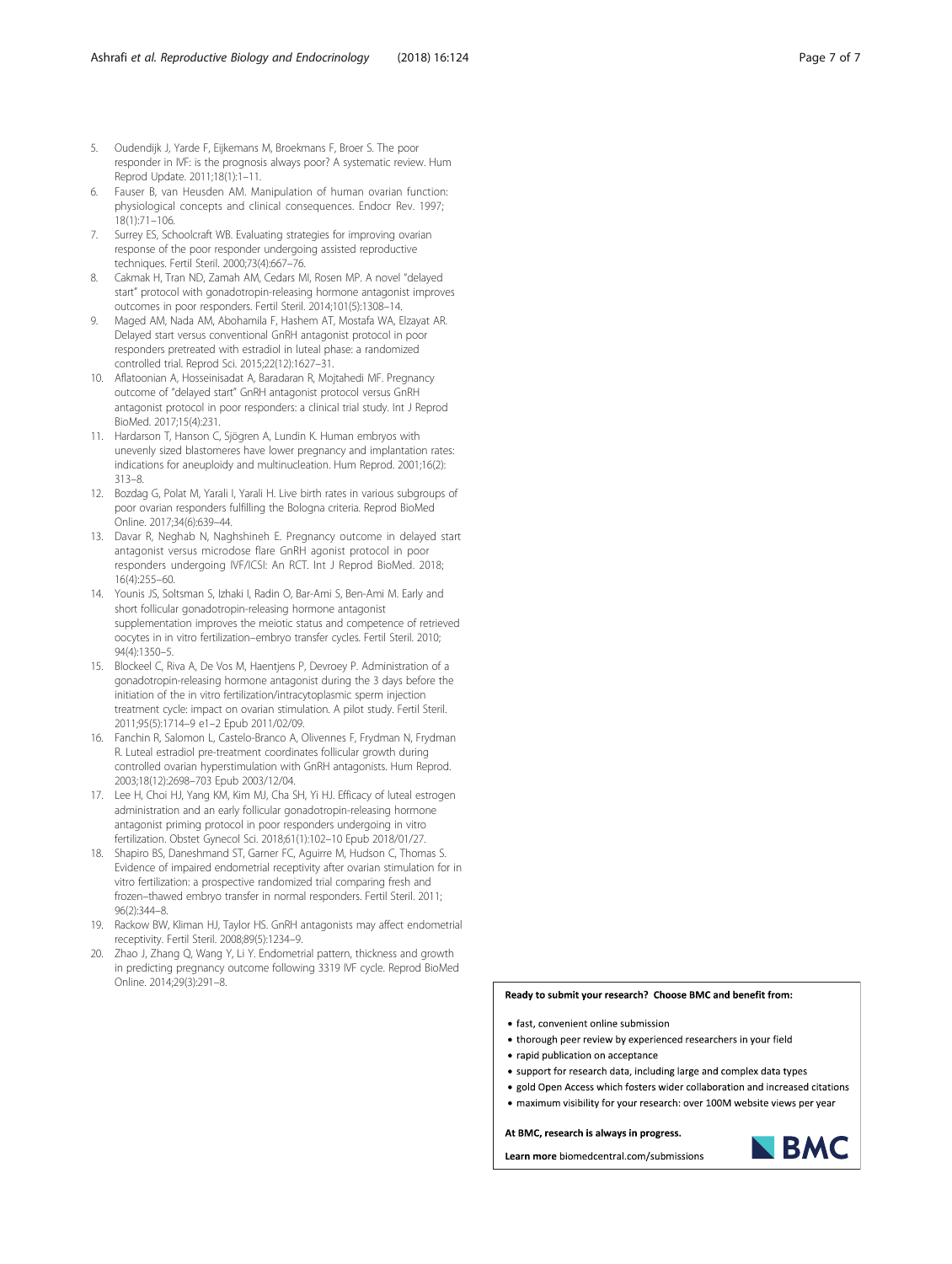5. Oudendijk J, Yarde F, Eijkemans M, Broekmans F, Broer S. The poor responder in IVF: is the prognosis always poor? A systematic review. Hum Reprod Update. 2011;18(1):1–11.
6. Fauser B, van Heusden AM. Manipulation of human ovarian function: physiological concepts and clinical consequences. Endocr Rev. 1997; 18(1):71–106.
7. Surrey ES, Schoolcraft WB. Evaluating strategies for improving ovarian response of the poor responder undergoing assisted reproductive techniques. Fertil Steril. 2000;73(4):667–76.
8. Cakmak H, Tran ND, Zamah AM, Cedars MI, Rosen MP. A novel "delayed start" protocol with gonadotropin-releasing hormone antagonist improves outcomes in poor responders. Fertil Steril. 2014;101(5):1308–14.
9. Maged AM, Nada AM, Abohamila F, Hashem AT, Mostafa WA, Elzayat AR. Delayed start versus conventional GnRH antagonist protocol in poor responders pretreated with estradiol in luteal phase: a randomized controlled trial. Reprod Sci. 2015;22(12):1627–31.
10. Aflatoonian A, Hosseinisadat A, Baradaran R, Mojtahedi MF. Pregnancy outcome of "delayed start" GnRH antagonist protocol versus GnRH antagonist protocol in poor responders: a clinical trial study. Int J Reprod BioMed. 2017;15(4):231.
11. Hardarson T, Hanson C, Sjögren A, Lundin K. Human embryos with unevenly sized blastomeres have lower pregnancy and implantation rates: indications for aneuploidy and multinucleation. Hum Reprod. 2001;16(2): 313–8.
12. Bozdag G, Polat M, Yarali I, Yarali H. Live birth rates in various subgroups of poor ovarian responders fulfilling the Bologna criteria. Reprod BioMed Online. 2017;34(6):639–44.
13. Davar R, Neghab N, Naghshineh E. Pregnancy outcome in delayed start antagonist versus microdose flare GnRH agonist protocol in poor responders undergoing IVF/ICSI: An RCT. Int J Reprod BioMed. 2018; 16(4):255–60.
14. Younis JS, Soltsman S, Izhaki I, Radin O, Bar-Ami S, Ben-Ami M. Early and short follicular gonadotropin-releasing hormone antagonist supplementation improves the meiotic status and competence of retrieved oocytes in in vitro fertilization–embryo transfer cycles. Fertil Steril. 2010; 94(4):1350–5.
15. Blockeel C, Riva A, De Vos M, Haentjens P, Devroey P. Administration of a gonadotropin-releasing hormone antagonist during the 3 days before the initiation of the in vitro fertilization/intracytoplasmic sperm injection treatment cycle: impact on ovarian stimulation. A pilot study. Fertil Steril. 2011;95(5):1714–9 e1–2 Epub 2011/02/09.
16. Fanchin R, Salomon L, Castelo-Branco A, Olivennes F, Frydman N, Frydman R. Luteal estradiol pre-treatment coordinates follicular growth during controlled ovarian hyperstimulation with GnRH antagonists. Hum Reprod. 2003;18(12):2698–703 Epub 2003/12/04.
17. Lee H, Choi HJ, Yang KM, Kim MJ, Cha SH, Yi HJ. Efficacy of luteal estrogen administration and an early follicular gonadotropin-releasing hormone antagonist priming protocol in poor responders undergoing in vitro fertilization. Obstet Gynecol Sci. 2018;61(1):102–10 Epub 2018/01/27.
18. Shapiro BS, Daneshmand ST, Garner FC, Aguirre M, Hudson C, Thomas S. Evidence of impaired endometrial receptivity after ovarian stimulation for in vitro fertilization: a prospective randomized trial comparing fresh and frozen–thawed embryo transfer in normal responders. Fertil Steril. 2011; 96(2):344–8.
19. Rackow BW, Kliman HJ, Taylor HS. GnRH antagonists may affect endometrial receptivity. Fertil Steril. 2008;89(5):1234–9.
20. Zhao J, Zhang Q, Wang Y, Li Y. Endometrial pattern, thickness and growth in predicting pregnancy outcome following 3319 IVF cycle. Reprod BioMed Online. 2014;29(3):291–8.

**Ready to submit your research? Choose BMC and benefit from:**

- fast, convenient online submission
- thorough peer review by experienced researchers in your field
- rapid publication on acceptance
- support for research data, including large and complex data types
- gold Open Access which fosters wider collaboration and increased citations
- maximum visibility for your research: over 100M website views per year

**At BMC, research is always in progress.**

**Learn more** biomedcentral.com/submissions